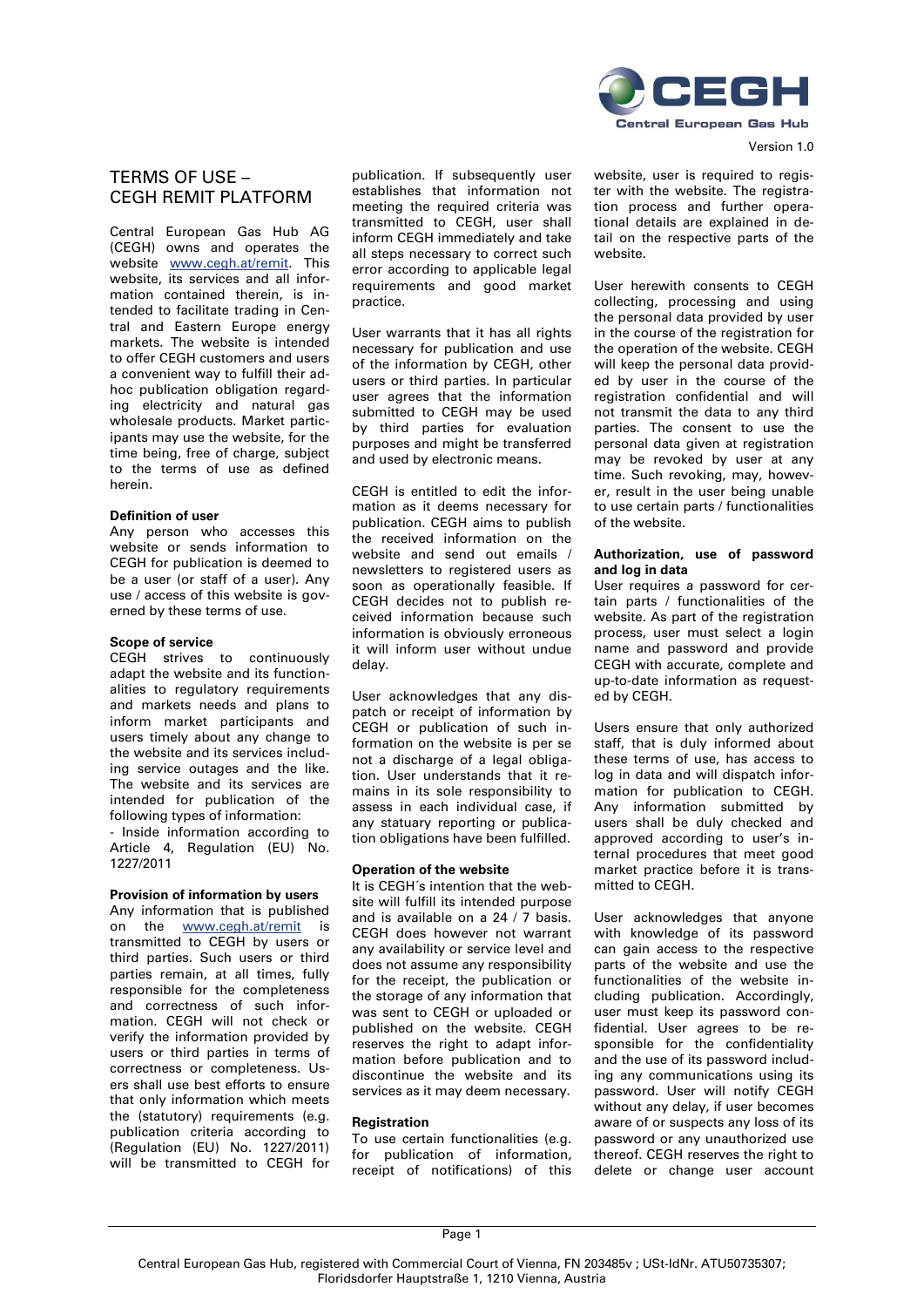Version 1.0

# TERMS OF USE – CEGH REMIT PLATFORM

Central European Gas Hub AG (CEGH) owns and operates the website www.cegh.at/remit. This website, its services and all information contained therein, is intended to facilitate trading in Central and Eastern Europe energy markets. The website is intended to offer CEGH customers and users a convenient way to fulfill their ad-hoc publication obligation regarding electricity and natural gas wholesale products. Market participants may use the website, for the time being, free of charge, subject to the terms of use as defined herein.

**Definition of user**

Any person who accesses this website or sends information to CEGH for publication is deemed to be a user (or staff of a user). Any use / access of this website is governed by these terms of use.

**Scope of service**

CEGH strives to continuously adapt the website and its functionalities to regulatory requirements and markets needs and plans to inform market participants and users timely about any change to the website and its services including service outages and the like. The website and its services are intended for publication of the following types of information:

- Inside information according to Article 4, Regulation (EU) No. 1227/2011

**Provision of information by users**

Any information that is published on the www.cegh.at/remit is transmitted to CEGH by users or third parties. Such users or third parties remain, at all times, fully responsible for the completeness and correctness of such information. CEGH will not check or verify the information provided by users or third parties in terms of correctness or completeness. Users shall use best efforts to ensure that only information which meets the (statutory) requirements (e.g. publication criteria according to (Regulation (EU) No. 1227/2011) will be transmitted to CEGH for publication. If subsequently user establishes that information not meeting the required criteria was transmitted to CEGH, user shall inform CEGH immediately and take all steps necessary to correct such error according to applicable legal requirements and good market practice.

User warrants that it has all rights necessary for publication and use of the information by CEGH, other users or third parties. In particular user agrees that the information submitted to CEGH may be used by third parties for evaluation purposes and might be transferred and used by electronic means.

CEGH is entitled to edit the information as it deems necessary for publication. CEGH aims to publish the received information on the website and send out emails / newsletters to registered users as soon as operationally feasible. If CEGH decides not to publish received information because such information is obviously erroneous it will inform user without undue delay.

User acknowledges that any dispatch or receipt of information by CEGH or publication of such information on the website is per se not a discharge of a legal obligation. User understands that it remains in its sole responsibility to assess in each individual case, if any statuary reporting or publication obligations have been fulfilled.

**Operation of the website**

It is CEGH´s intention that the website will fulfill its intended purpose and is available on a 24 / 7 basis. CEGH does however not warrant any availability or service level and does not assume any responsibility for the receipt, the publication or the storage of any information that was sent to CEGH or uploaded or published on the website. CEGH reserves the right to adapt information before publication and to discontinue the website and its services as it may deem necessary.

**Registration**

To use certain functionalities (e.g. for publication of information, receipt of notifications) of this website, user is required to register with the website. The registration process and further operational details are explained in detail on the respective parts of the website.

User herewith consents to CEGH collecting, processing and using the personal data provided by user in the course of the registration for the operation of the website. CEGH will keep the personal data provided by user in the course of the registration confidential and will not transmit the data to any third parties. The consent to use the personal data given at registration may be revoked by user at any time. Such revoking, may, however, result in the user being unable to use certain parts / functionalities of the website.

**Authorization, use of password and log in data**

User requires a password for certain parts / functionalities of the website. As part of the registration process, user must select a login name and password and provide CEGH with accurate, complete and up-to-date information as requested by CEGH.

Users ensure that only authorized staff, that is duly informed about these terms of use, has access to log in data and will dispatch information for publication to CEGH. Any information submitted by users shall be duly checked and approved according to user's internal procedures that meet good market practice before it is transmitted to CEGH.

User acknowledges that anyone with knowledge of its password can gain access to the respective parts of the website and use the functionalities of the website including publication. Accordingly, user must keep its password confidential. User agrees to be responsible for the confidentiality and the use of its password including any communications using its password. User will notify CEGH without any delay, if user becomes aware of or suspects any loss of its password or any unauthorized use thereof. CEGH reserves the right to delete or change user account

Central European Gas Hub, registered with Commercial Court of Vienna, FN 203485v ; USt-IdNr. ATU50735307; Floridsdorfer Hauptstraße 1, 1210 Vienna, Austria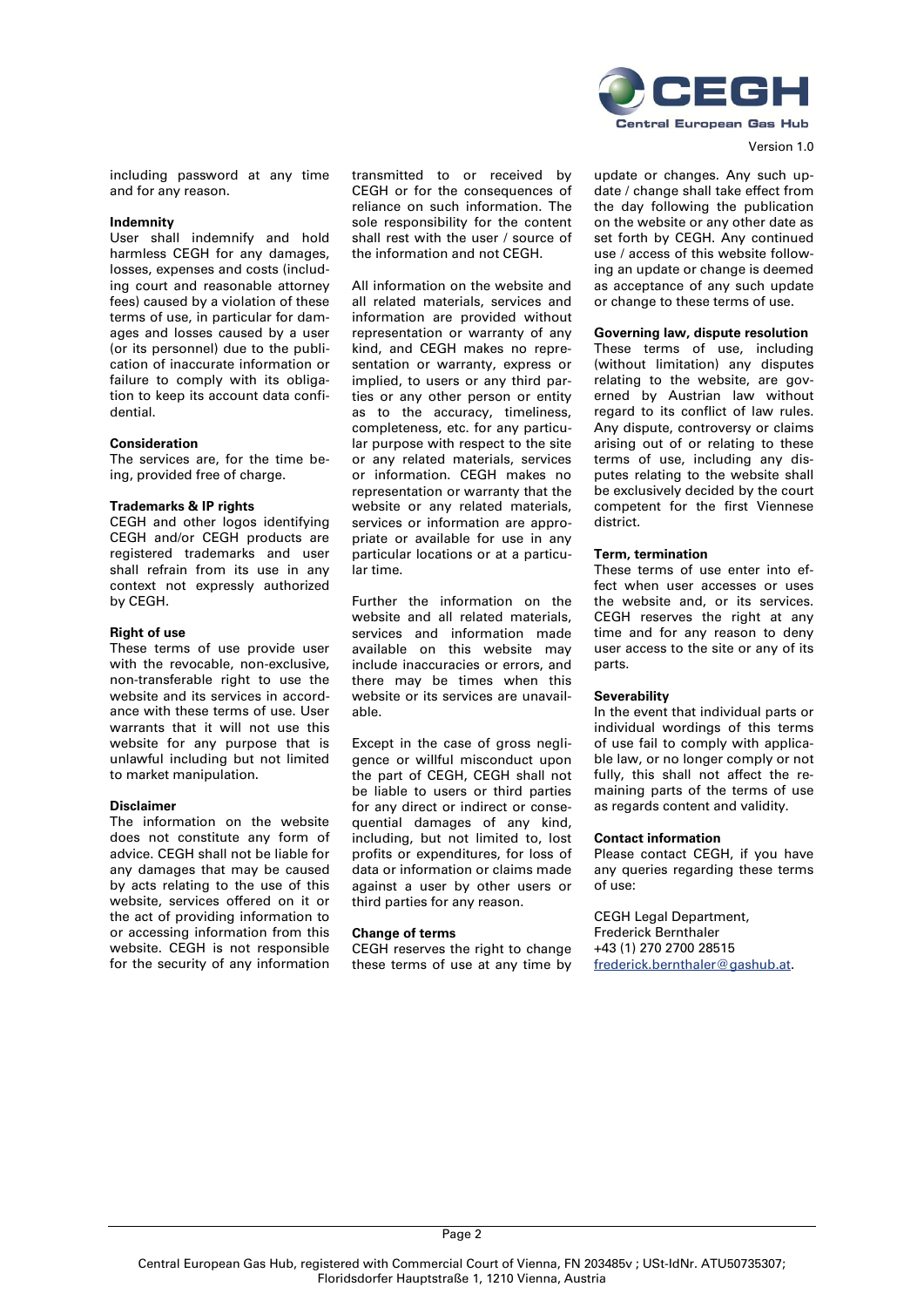including password at any time and for any reason.

**Indemnity**
User shall indemnify and hold harmless CEGH for any damages, losses, expenses and costs (including court and reasonable attorney fees) caused by a violation of these terms of use, in particular for damages and losses caused by a user (or its personnel) due to the publication of inaccurate information or failure to comply with its obligation to keep its account data confidential.

**Consideration**
The services are, for the time being, provided free of charge.

**Trademarks & IP rights**
CEGH and other logos identifying CEGH and/or CEGH products are registered trademarks and user shall refrain from its use in any context not expressly authorized by CEGH.

**Right of use**
These terms of use provide user with the revocable, non-exclusive, non-transferable right to use the website and its services in accordance with these terms of use. User warrants that it will not use this website for any purpose that is unlawful including but not limited to market manipulation.

**Disclaimer**
The information on the website does not constitute any form of advice. CEGH shall not be liable for any damages that may be caused by acts relating to the use of this website, services offered on it or the act of providing information to or accessing information from this website. CEGH is not responsible for the security of any information transmitted to or received by CEGH or for the consequences of reliance on such information. The sole responsibility for the content shall rest with the user / source of the information and not CEGH.

All information on the website and all related materials, services and information are provided without representation or warranty of any kind, and CEGH makes no representation or warranty, express or implied, to users or any third parties or any other person or entity as to the accuracy, timeliness, completeness, etc. for any particular purpose with respect to the site or any related materials, services or information. CEGH makes no representation or warranty that the website or any related materials, services or information are appropriate or available for use in any particular locations or at a particular time.

Further the information on the website and all related materials, services and information made available on this website may include inaccuracies or errors, and there may be times when this website or its services are unavailable.

Except in the case of gross negligence or willful misconduct upon the part of CEGH, CEGH shall not be liable to users or third parties for any direct or indirect or consequential damages of any kind, including, but not limited to, lost profits or expenditures, for loss of data or information or claims made against a user by other users or third parties for any reason.

**Change of terms**
CEGH reserves the right to change these terms of use at any time by update or changes. Any such update / change shall take effect from the day following the publication on the website or any other date as set forth by CEGH. Any continued use / access of this website following an update or change is deemed as acceptance of any such update or change to these terms of use.

**Governing law, dispute resolution**
These terms of use, including (without limitation) any disputes relating to the website, are governed by Austrian law without regard to its conflict of law rules. Any dispute, controversy or claims arising out of or relating to these terms of use, including any disputes relating to the website shall be exclusively decided by the court competent for the first Viennese district.

**Term, termination**
These terms of use enter into effect when user accesses or uses the website and, or its services. CEGH reserves the right at any time and for any reason to deny user access to the site or any of its parts.

**Severability**
In the event that individual parts or individual wordings of this terms of use fail to comply with applicable law, or no longer comply or not fully, this shall not affect the remaining parts of the terms of use as regards content and validity.

**Contact information**
Please contact CEGH, if you have any queries regarding these terms of use:

CEGH Legal Department,
Frederick Bernthaler
+43 (1) 270 2700 28515
frederick.bernthaler@gashub.at.